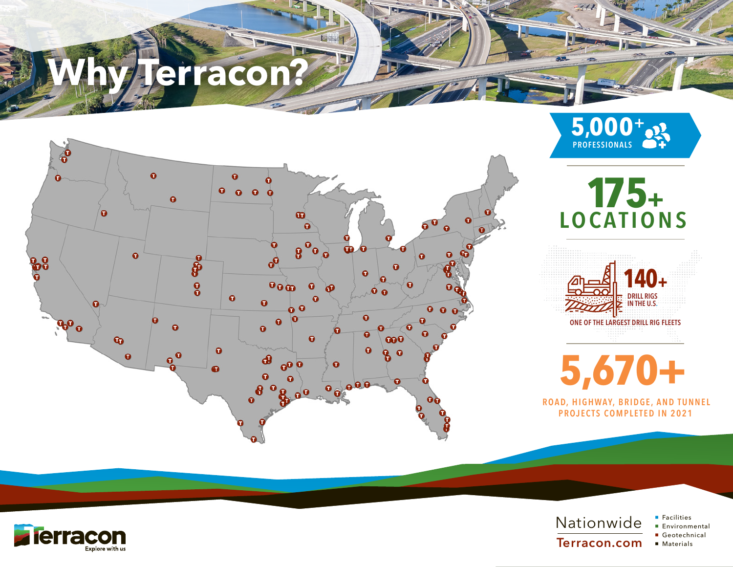# Why Terracon?

**5,000+** PROFESSIONALS

**175+** LOCATIONS

**140+** DRILL RIGS IN THE U.S.

ONE OF THE LARGEST DRILL RIG FLEETS

**5,670+**

ROAD, HIGHWAY, BRIDGE, AND TUNNEL PROJECTS COMPLETED IN 2021

Terracon
Explore with us

Nationwide
Terracon.com

- Facilities
- Environmental
- Geotechnical
- Materials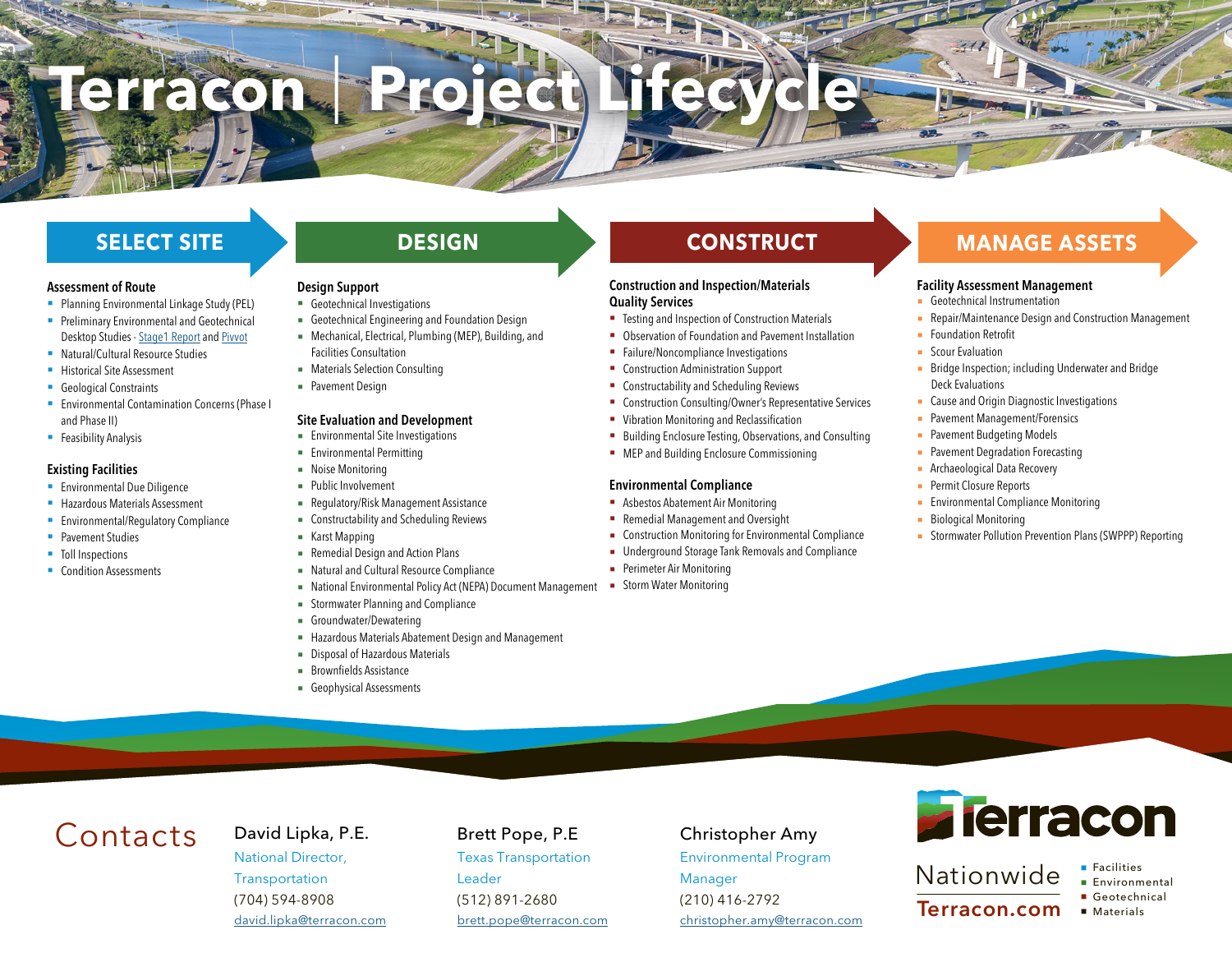# Terracon | Project Lifecycle

## SELECT SITE

### Assessment of Route

- Planning Environmental Linkage Study (PEL)
- Preliminary Environmental and Geotechnical Desktop Studies - Stage1 Report and Pivvot
- Natural/Cultural Resource Studies
- Historical Site Assessment
- Geological Constraints
- Environmental Contamination Concerns (Phase I and Phase II)
- Feasibility Analysis

### Existing Facilities

- Environmental Due Diligence
- Hazardous Materials Assessment
- Environmental/Regulatory Compliance
- Pavement Studies
- Toll Inspections
- Condition Assessments

## DESIGN

### Design Support

- Geotechnical Investigations
- Geotechnical Engineering and Foundation Design
- Mechanical, Electrical, Plumbing (MEP), Building, and Facilities Consultation
- Materials Selection Consulting
- Pavement Design

### Site Evaluation and Development

- Environmental Site Investigations
- Environmental Permitting
- Noise Monitoring
- Public Involvement
- Regulatory/Risk Management Assistance
- Constructability and Scheduling Reviews
- Karst Mapping
- Remedial Design and Action Plans
- Natural and Cultural Resource Compliance
- National Environmental Policy Act (NEPA) Document Management
- Stormwater Planning and Compliance
- Groundwater/Dewatering
- Hazardous Materials Abatement Design and Management
- Disposal of Hazardous Materials
- Brownfields Assistance
- Geophysical Assessments

## CONSTRUCT

### Construction and Inspection/Materials Quality Services

- Testing and Inspection of Construction Materials
- Observation of Foundation and Pavement Installation
- Failure/Noncompliance Investigations
- Construction Administration Support
- Constructability and Scheduling Reviews
- Construction Consulting/Owner's Representative Services
- Vibration Monitoring and Reclassification
- Building Enclosure Testing, Observations, and Consulting
- MEP and Building Enclosure Commissioning

### Environmental Compliance

- Asbestos Abatement Air Monitoring
- Remedial Management and Oversight
- Construction Monitoring for Environmental Compliance
- Underground Storage Tank Removals and Compliance
- Perimeter Air Monitoring
- Storm Water Monitoring

## MANAGE ASSETS

### Facility Assessment Management

- Geotechnical Instrumentation
- Repair/Maintenance Design and Construction Management
- Foundation Retrofit
- Scour Evaluation
- Bridge Inspection; including Underwater and Bridge Deck Evaluations
- Cause and Origin Diagnostic Investigations
- Pavement Management/Forensics
- Pavement Budgeting Models
- Pavement Degradation Forecasting
- Archaeological Data Recovery
- Permit Closure Reports
- Environmental Compliance Monitoring
- Biological Monitoring
- Stormwater Pollution Prevention Plans (SWPPP) Reporting

## Contacts

**David Lipka, P.E.**
National Director, Transportation
(704) 594-8908
david.lipka@terracon.com

**Brett Pope, P.E**
Texas Transportation Leader
(512) 891-2680
brett.pope@terracon.com

**Christopher Amy**
Environmental Program Manager
(210) 416-2792
christopher.amy@terracon.com

Terracon

Nationwide
Terracon.com

- Facilities
- Environmental
- Geotechnical
- Materials